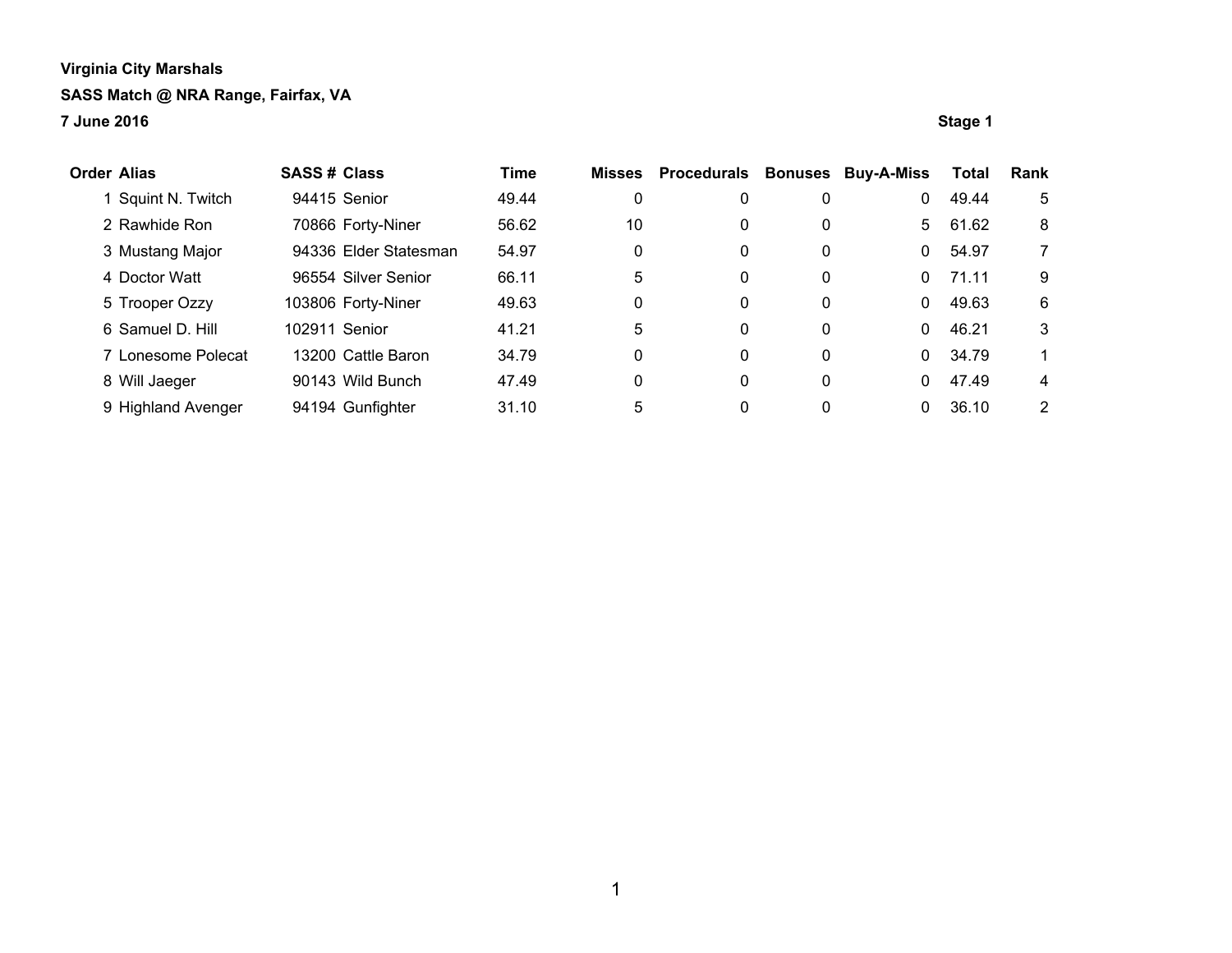**Virginia City Marshals**

**SASS Match @ NRA Range, Fairfax, VA**

**7 June 2016**

**Stage 1**

| Order | Alias | SASS # | Class | Time | Misses | Procedurals | Bonuses | Buy-A-Miss | Total | Rank |
|---|---|---|---|---|---|---|---|---|---|---|
| 1 | Squint N. Twitch | 94415 | Senior | 49.44 | 0 | 0 | 0 | 0 | 49.44 | 5 |
| 2 | Rawhide Ron | 70866 | Forty-Niner | 56.62 | 10 | 0 | 0 | 5 | 61.62 | 8 |
| 3 | Mustang Major | 94336 | Elder Statesman | 54.97 | 0 | 0 | 0 | 0 | 54.97 | 7 |
| 4 | Doctor Watt | 96554 | Silver Senior | 66.11 | 5 | 0 | 0 | 0 | 71.11 | 9 |
| 5 | Trooper Ozzy | 103806 | Forty-Niner | 49.63 | 0 | 0 | 0 | 0 | 49.63 | 6 |
| 6 | Samuel D. Hill | 102911 | Senior | 41.21 | 5 | 0 | 0 | 0 | 46.21 | 3 |
| 7 | Lonesome Polecat | 13200 | Cattle Baron | 34.79 | 0 | 0 | 0 | 0 | 34.79 | 1 |
| 8 | Will Jaeger | 90143 | Wild Bunch | 47.49 | 0 | 0 | 0 | 0 | 47.49 | 4 |
| 9 | Highland Avenger | 94194 | Gunfighter | 31.10 | 5 | 0 | 0 | 0 | 36.10 | 2 |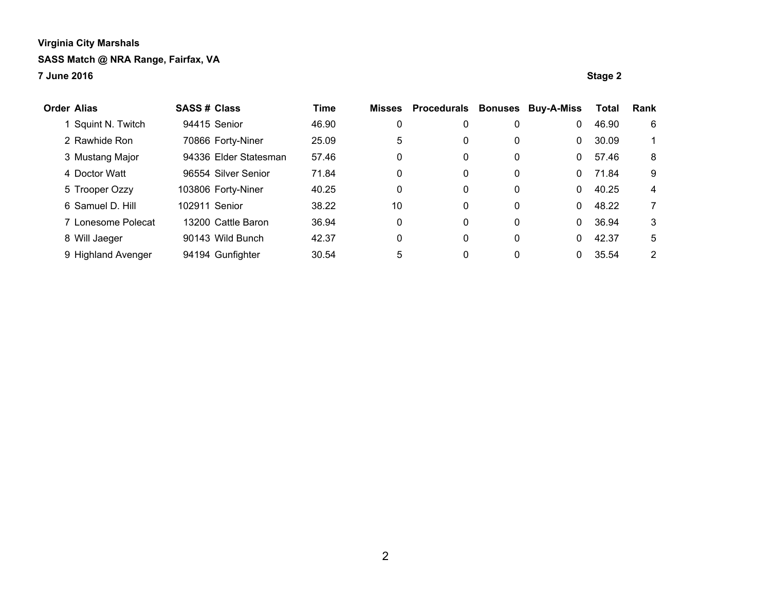**Virginia City Marshals**

**SASS Match @ NRA Range, Fairfax, VA**

**7 June 2016**

**Stage 2**

| Order | Alias | SASS # | Class | Time | Misses | Procedurals | Bonuses | Buy-A-Miss | Total | Rank |
|---|---|---|---|---|---|---|---|---|---|---|
| 1 | Squint N. Twitch | 94415 | Senior | 46.90 | 0 | 0 | 0 | 0 | 46.90 | 6 |
| 2 | Rawhide Ron | 70866 | Forty-Niner | 25.09 | 5 | 0 | 0 | 0 | 30.09 | 1 |
| 3 | Mustang Major | 94336 | Elder Statesman | 57.46 | 0 | 0 | 0 | 0 | 57.46 | 8 |
| 4 | Doctor Watt | 96554 | Silver Senior | 71.84 | 0 | 0 | 0 | 0 | 71.84 | 9 |
| 5 | Trooper Ozzy | 103806 | Forty-Niner | 40.25 | 0 | 0 | 0 | 0 | 40.25 | 4 |
| 6 | Samuel D. Hill | 102911 | Senior | 38.22 | 10 | 0 | 0 | 0 | 48.22 | 7 |
| 7 | Lonesome Polecat | 13200 | Cattle Baron | 36.94 | 0 | 0 | 0 | 0 | 36.94 | 3 |
| 8 | Will Jaeger | 90143 | Wild Bunch | 42.37 | 0 | 0 | 0 | 0 | 42.37 | 5 |
| 9 | Highland Avenger | 94194 | Gunfighter | 30.54 | 5 | 0 | 0 | 0 | 35.54 | 2 |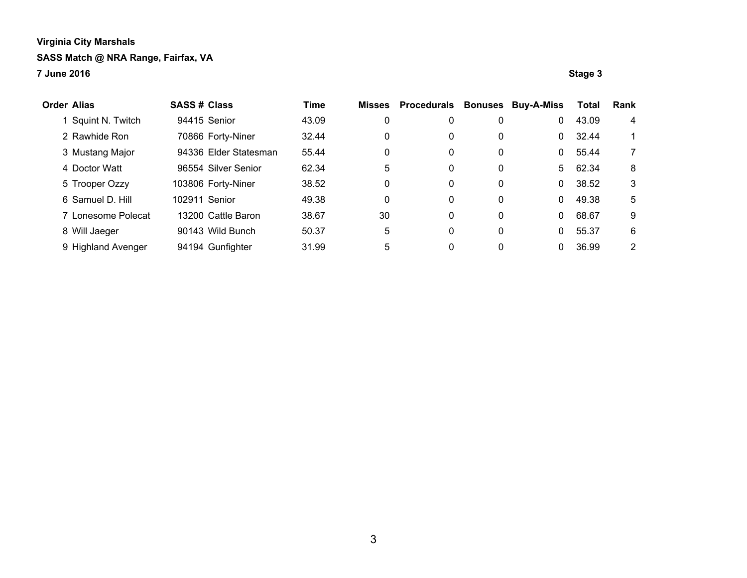**Virginia City Marshals**

**SASS Match @ NRA Range, Fairfax, VA**

**7 June 2016**

**Stage 3**

| Order | Alias | SASS # | Class | Time | Misses | Procedurals | Bonuses | Buy-A-Miss | Total | Rank |
|---|---|---|---|---|---|---|---|---|---|---|
| 1 | Squint N. Twitch | 94415 | Senior | 43.09 | 0 | 0 | 0 | 0 | 43.09 | 4 |
| 2 | Rawhide Ron | 70866 | Forty-Niner | 32.44 | 0 | 0 | 0 | 0 | 32.44 | 1 |
| 3 | Mustang Major | 94336 | Elder Statesman | 55.44 | 0 | 0 | 0 | 0 | 55.44 | 7 |
| 4 | Doctor Watt | 96554 | Silver Senior | 62.34 | 5 | 0 | 0 | 5 | 62.34 | 8 |
| 5 | Trooper Ozzy | 103806 | Forty-Niner | 38.52 | 0 | 0 | 0 | 0 | 38.52 | 3 |
| 6 | Samuel D. Hill | 102911 | Senior | 49.38 | 0 | 0 | 0 | 0 | 49.38 | 5 |
| 7 | Lonesome Polecat | 13200 | Cattle Baron | 38.67 | 30 | 0 | 0 | 0 | 68.67 | 9 |
| 8 | Will Jaeger | 90143 | Wild Bunch | 50.37 | 5 | 0 | 0 | 0 | 55.37 | 6 |
| 9 | Highland Avenger | 94194 | Gunfighter | 31.99 | 5 | 0 | 0 | 0 | 36.99 | 2 |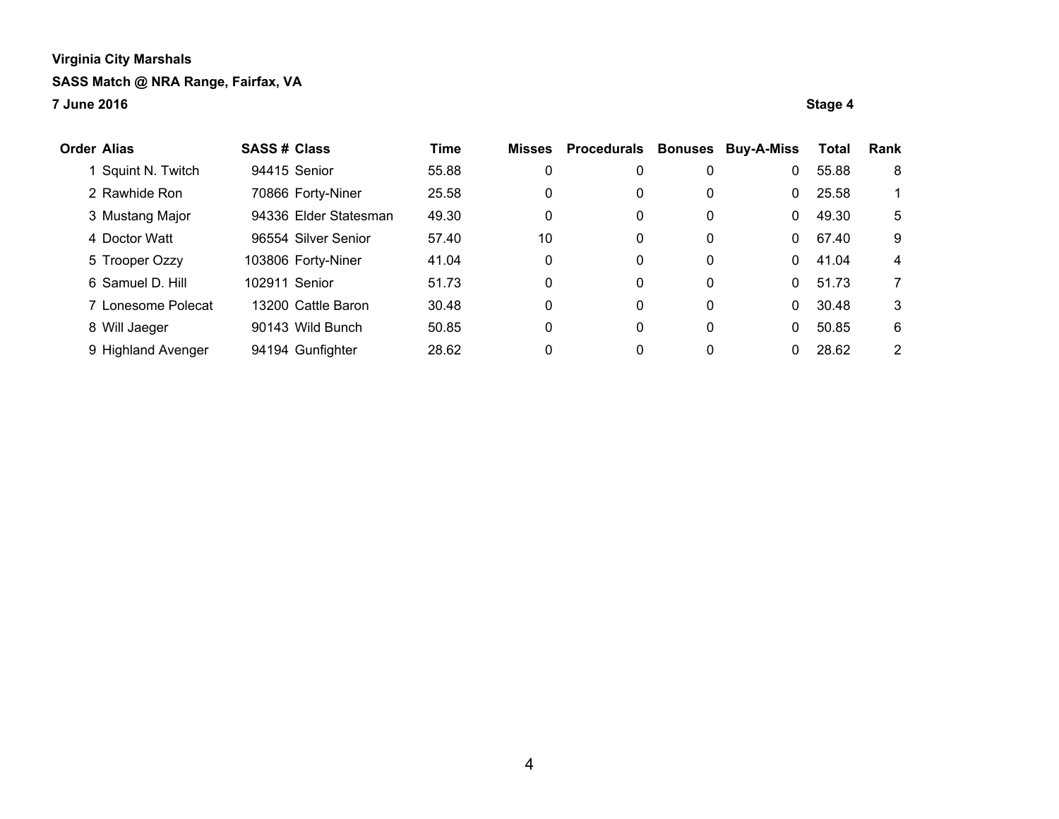**Virginia City Marshals**

**SASS Match @ NRA Range, Fairfax, VA**

**7 June 2016**

**Stage 4**

| Order | Alias | SASS # | Class | Time | Misses | Procedurals | Bonuses | Buy-A-Miss | Total | Rank |
|---|---|---|---|---|---|---|---|---|---|---|
| 1 | Squint N. Twitch | 94415 | Senior | 55.88 | 0 | 0 | 0 | 0 | 55.88 | 8 |
| 2 | Rawhide Ron | 70866 | Forty-Niner | 25.58 | 0 | 0 | 0 | 0 | 25.58 | 1 |
| 3 | Mustang Major | 94336 | Elder Statesman | 49.30 | 0 | 0 | 0 | 0 | 49.30 | 5 |
| 4 | Doctor Watt | 96554 | Silver Senior | 57.40 | 10 | 0 | 0 | 0 | 67.40 | 9 |
| 5 | Trooper Ozzy | 103806 | Forty-Niner | 41.04 | 0 | 0 | 0 | 0 | 41.04 | 4 |
| 6 | Samuel D. Hill | 102911 | Senior | 51.73 | 0 | 0 | 0 | 0 | 51.73 | 7 |
| 7 | Lonesome Polecat | 13200 | Cattle Baron | 30.48 | 0 | 0 | 0 | 0 | 30.48 | 3 |
| 8 | Will Jaeger | 90143 | Wild Bunch | 50.85 | 0 | 0 | 0 | 0 | 50.85 | 6 |
| 9 | Highland Avenger | 94194 | Gunfighter | 28.62 | 0 | 0 | 0 | 0 | 28.62 | 2 |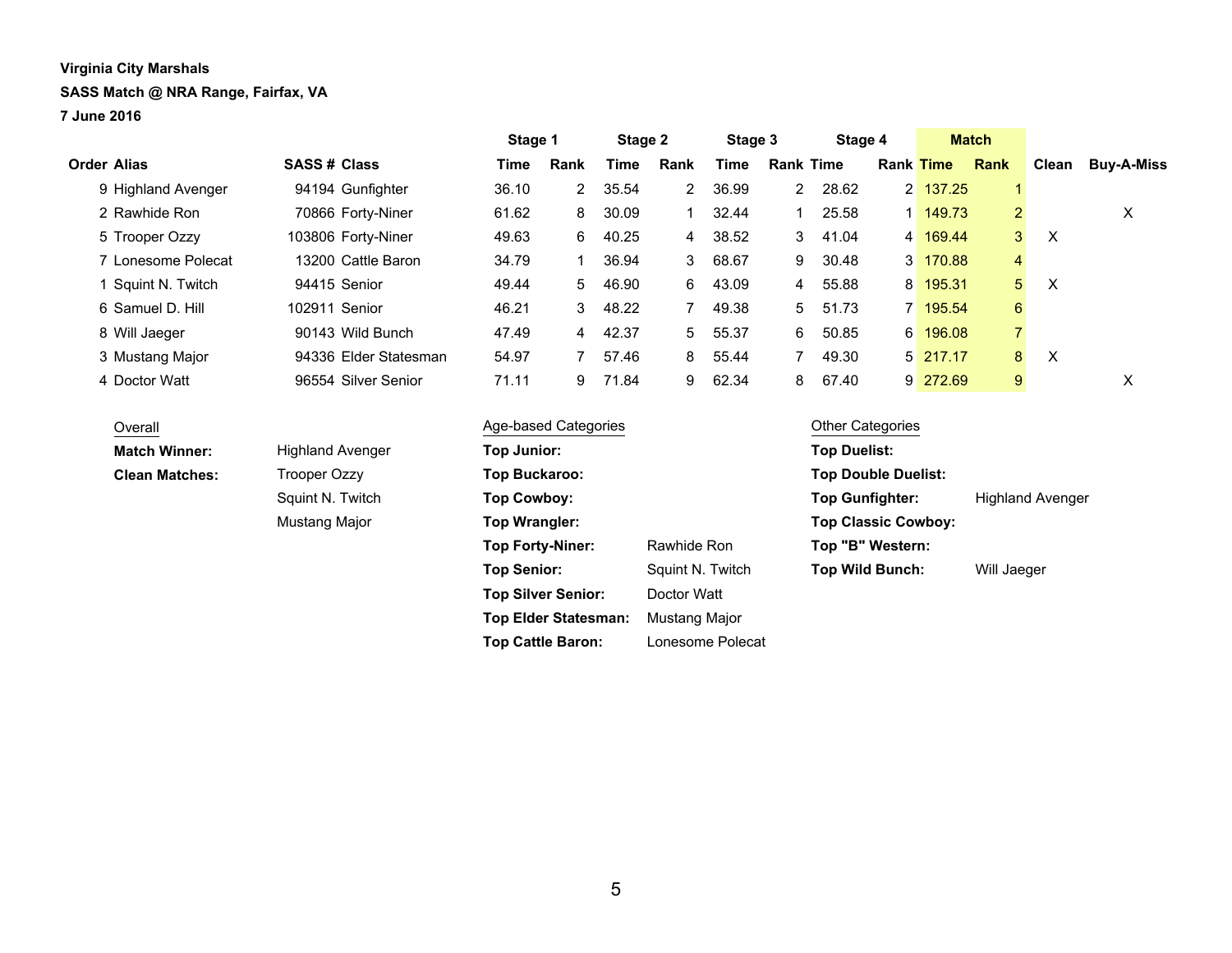**Virginia City Marshals**

**SASS Match @ NRA Range, Fairfax, VA**

**7 June 2016**

| | | | | Stage 1 | | Stage 2 | | Stage 3 | | Stage 4 | | Match | | | |
|---|---|---|---|---|---|---|---|---|---|---|---|---|---|---|---|
| **Order** | **Alias** | **SASS #** | **Class** | **Time** | **Rank** | **Time** | **Rank** | **Time** | **Rank** | **Time** | **Rank** | **Time** | **Rank** | **Clean** | **Buy-A-Miss** |
| 9 | Highland Avenger | 94194 | Gunfighter | 36.10 | 2 | 35.54 | 2 | 36.99 | 2 | 28.62 | 2 | 137.25 | 1 | | |
| 2 | Rawhide Ron | 70866 | Forty-Niner | 61.62 | 8 | 30.09 | 1 | 32.44 | 1 | 25.58 | 1 | 149.73 | 2 | | X |
| 5 | Trooper Ozzy | 103806 | Forty-Niner | 49.63 | 6 | 40.25 | 4 | 38.52 | 3 | 41.04 | 4 | 169.44 | 3 | X | |
| 7 | Lonesome Polecat | 13200 | Cattle Baron | 34.79 | 1 | 36.94 | 3 | 68.67 | 9 | 30.48 | 3 | 170.88 | 4 | | |
| 1 | Squint N. Twitch | 94415 | Senior | 49.44 | 5 | 46.90 | 6 | 43.09 | 4 | 55.88 | 8 | 195.31 | 5 | X | |
| 6 | Samuel D. Hill | 102911 | Senior | 46.21 | 3 | 48.22 | 7 | 49.38 | 5 | 51.73 | 7 | 195.54 | 6 | | |
| 8 | Will Jaeger | 90143 | Wild Bunch | 47.49 | 4 | 42.37 | 5 | 55.37 | 6 | 50.85 | 6 | 196.08 | 7 | | |
| 3 | Mustang Major | 94336 | Elder Statesman | 54.97 | 7 | 57.46 | 8 | 55.44 | 7 | 49.30 | 5 | 217.17 | 8 | X | |
| 4 | Doctor Watt | 96554 | Silver Senior | 71.11 | 9 | 71.84 | 9 | 62.34 | 8 | 67.40 | 9 | 272.69 | 9 | | X |

**Overall**

**Match Winner:** Highland Avenger

**Clean Matches:** Trooper Ozzy, Squint N. Twitch, Mustang Major

**Age-based Categories**

**Top Junior:**

**Top Buckaroo:**

**Top Cowboy:**

**Top Wrangler:**

**Top Forty-Niner:** Rawhide Ron

**Top Senior:** Squint N. Twitch

**Top Silver Senior:** Doctor Watt

**Top Elder Statesman:** Mustang Major

**Top Cattle Baron:** Lonesome Polecat

**Other Categories**

**Top Duelist:**

**Top Double Duelist:**

**Top Gunfighter:** Highland Avenger

**Top Classic Cowboy:**

**Top "B" Western:**

**Top Wild Bunch:** Will Jaeger